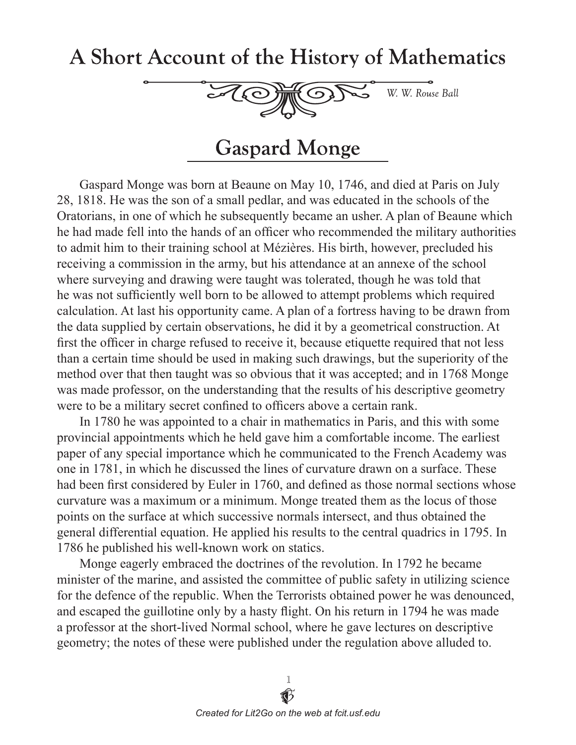# A Short Account of the History of Mathematics

*W. W. Rouse Ball*

## Gaspard Monge

Gaspard Monge was born at Beaune on May 10, 1746, and died at Paris on July 28, 1818. He was the son of a small pedlar, and was educated in the schools of the Oratorians, in one of which he subsequently became an usher. A plan of Beaune which he had made fell into the hands of an officer who recommended the military authorities to admit him to their training school at Mézières. His birth, however, precluded his receiving a commission in the army, but his attendance at an annexe of the school where surveying and drawing were taught was tolerated, though he was told that he was not sufficiently well born to be allowed to attempt problems which required calculation. At last his opportunity came. A plan of a fortress having to be drawn from the data supplied by certain observations, he did it by a geometrical construction. At first the officer in charge refused to receive it, because etiquette required that not less than a certain time should be used in making such drawings, but the superiority of the method over that then taught was so obvious that it was accepted; and in 1768 Monge was made professor, on the understanding that the results of his descriptive geometry were to be a military secret confined to officers above a certain rank.

In 1780 he was appointed to a chair in mathematics in Paris, and this with some provincial appointments which he held gave him a comfortable income. The earliest paper of any special importance which he communicated to the French Academy was one in 1781, in which he discussed the lines of curvature drawn on a surface. These had been first considered by Euler in 1760, and defined as those normal sections whose curvature was a maximum or a minimum. Monge treated them as the locus of those points on the surface at which successive normals intersect, and thus obtained the general differential equation. He applied his results to the central quadrics in 1795. In 1786 he published his well-known work on statics.

Monge eagerly embraced the doctrines of the revolution. In 1792 he became minister of the marine, and assisted the committee of public safety in utilizing science for the defence of the republic. When the Terrorists obtained power he was denounced, and escaped the guillotine only by a hasty flight. On his return in 1794 he was made a professor at the short-lived Normal school, where he gave lectures on descriptive geometry; the notes of these were published under the regulation above alluded to.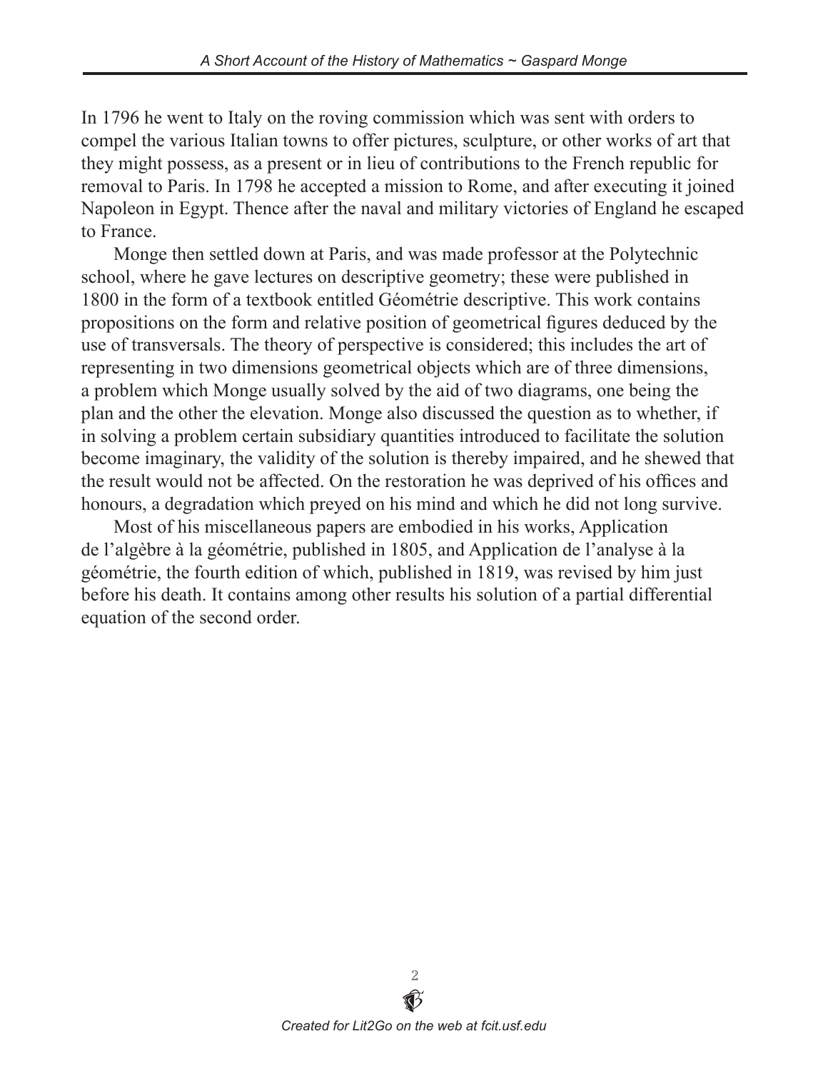In 1796 he went to Italy on the roving commission which was sent with orders to compel the various Italian towns to offer pictures, sculpture, or other works of art that they might possess, as a present or in lieu of contributions to the French republic for removal to Paris. In 1798 he accepted a mission to Rome, and after executing it joined Napoleon in Egypt. Thence after the naval and military victories of England he escaped to France.

Monge then settled down at Paris, and was made professor at the Polytechnic school, where he gave lectures on descriptive geometry; these were published in 1800 in the form of a textbook entitled Géométrie descriptive. This work contains propositions on the form and relative position of geometrical figures deduced by the use of transversals. The theory of perspective is considered; this includes the art of representing in two dimensions geometrical objects which are of three dimensions, a problem which Monge usually solved by the aid of two diagrams, one being the plan and the other the elevation. Monge also discussed the question as to whether, if in solving a problem certain subsidiary quantities introduced to facilitate the solution become imaginary, the validity of the solution is thereby impaired, and he shewed that the result would not be affected. On the restoration he was deprived of his offices and honours, a degradation which preyed on his mind and which he did not long survive.

Most of his miscellaneous papers are embodied in his works, Application de l'algèbre à la géométrie, published in 1805, and Application de l'analyse à la géométrie, the fourth edition of which, published in 1819, was revised by him just before his death. It contains among other results his solution of a partial differential equation of the second order.